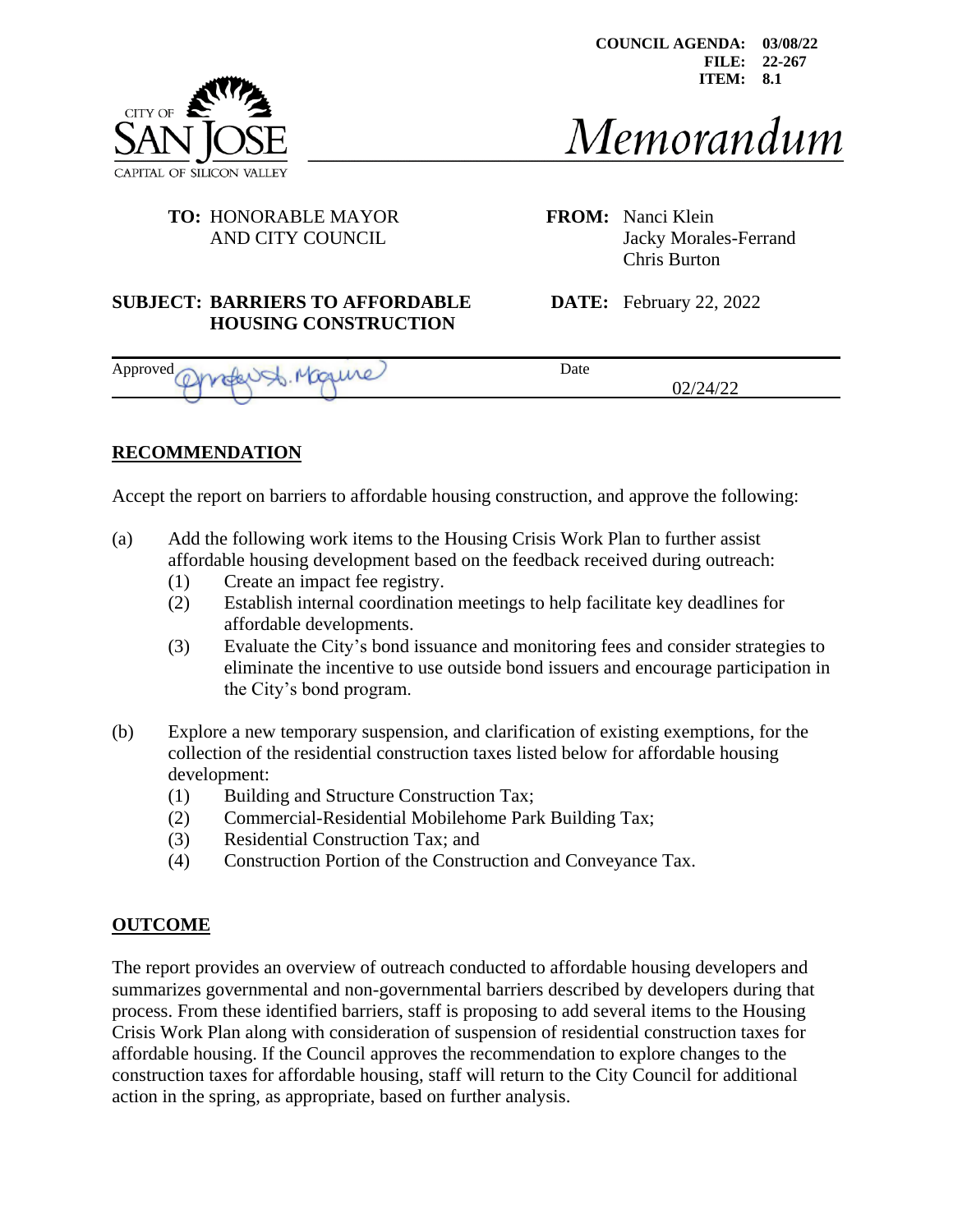COUNCIL AGENDA: 03/08/22
FILE: 22-267
ITEM: 8.1

CITY OF SAN JOSE
CAPITAL OF SILICON VALLEY

# Memorandum

**TO:** HONORABLE MAYOR AND CITY COUNCIL

**FROM:** Nanci Klein, Jacky Morales-Ferrand, Chris Burton

**SUBJECT: BARRIERS TO AFFORDABLE HOUSING CONSTRUCTION**

**DATE:** February 22, 2022

Approved: Angel St. Maguire | Date: 02/24/22

## RECOMMENDATION

Accept the report on barriers to affordable housing construction, and approve the following:

(a) Add the following work items to the Housing Crisis Work Plan to further assist affordable housing development based on the feedback received during outreach:
  (1) Create an impact fee registry.
  (2) Establish internal coordination meetings to help facilitate key deadlines for affordable developments.
  (3) Evaluate the City's bond issuance and monitoring fees and consider strategies to eliminate the incentive to use outside bond issuers and encourage participation in the City's bond program.

(b) Explore a new temporary suspension, and clarification of existing exemptions, for the collection of the residential construction taxes listed below for affordable housing development:
  (1) Building and Structure Construction Tax;
  (2) Commercial-Residential Mobilehome Park Building Tax;
  (3) Residential Construction Tax; and
  (4) Construction Portion of the Construction and Conveyance Tax.

## OUTCOME

The report provides an overview of outreach conducted to affordable housing developers and summarizes governmental and non-governmental barriers described by developers during that process. From these identified barriers, staff is proposing to add several items to the Housing Crisis Work Plan along with consideration of suspension of residential construction taxes for affordable housing. If the Council approves the recommendation to explore changes to the construction taxes for affordable housing, staff will return to the City Council for additional action in the spring, as appropriate, based on further analysis.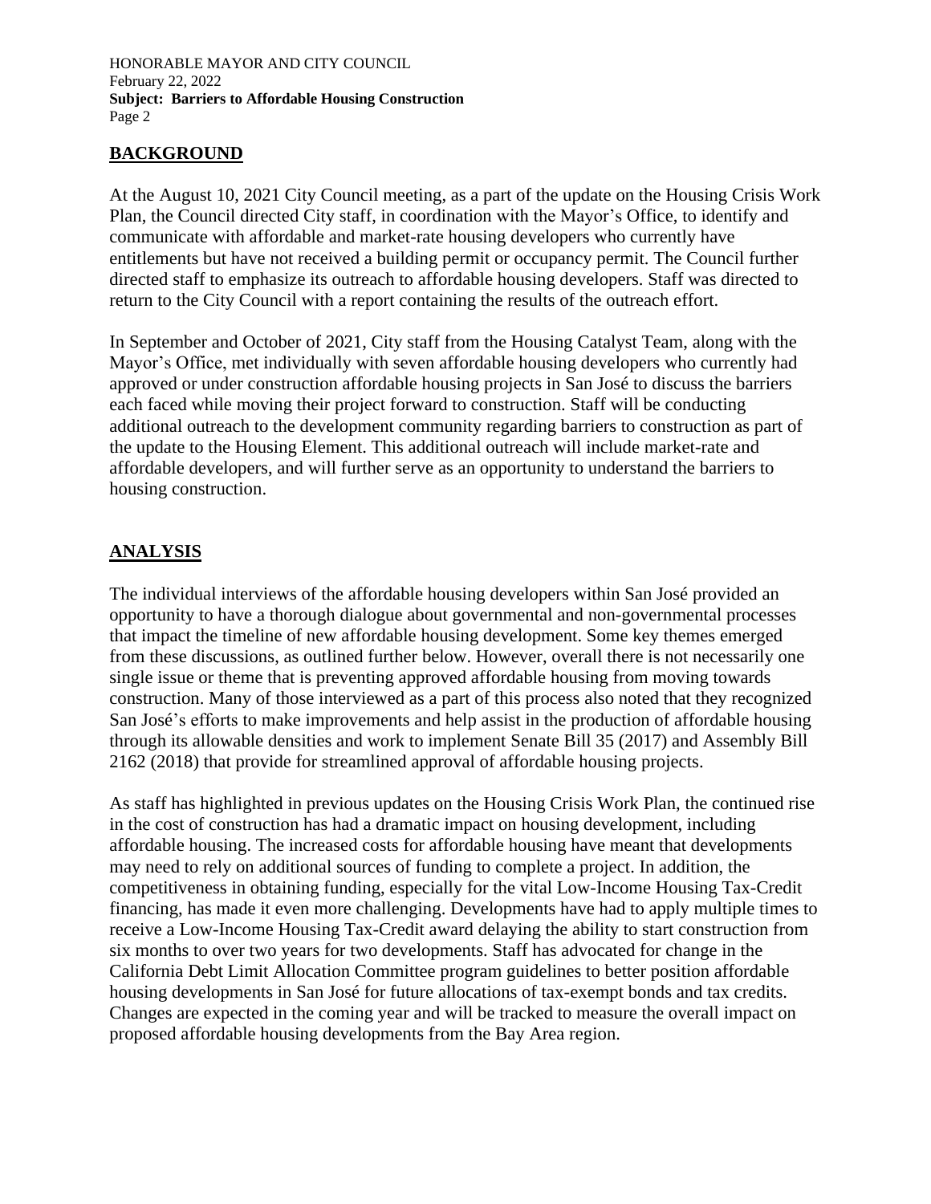## BACKGROUND

At the August 10, 2021 City Council meeting, as a part of the update on the Housing Crisis Work Plan, the Council directed City staff, in coordination with the Mayor's Office, to identify and communicate with affordable and market-rate housing developers who currently have entitlements but have not received a building permit or occupancy permit. The Council further directed staff to emphasize its outreach to affordable housing developers. Staff was directed to return to the City Council with a report containing the results of the outreach effort.

In September and October of 2021, City staff from the Housing Catalyst Team, along with the Mayor's Office, met individually with seven affordable housing developers who currently had approved or under construction affordable housing projects in San José to discuss the barriers each faced while moving their project forward to construction. Staff will be conducting additional outreach to the development community regarding barriers to construction as part of the update to the Housing Element. This additional outreach will include market-rate and affordable developers, and will further serve as an opportunity to understand the barriers to housing construction.

## ANALYSIS

The individual interviews of the affordable housing developers within San José provided an opportunity to have a thorough dialogue about governmental and non-governmental processes that impact the timeline of new affordable housing development. Some key themes emerged from these discussions, as outlined further below. However, overall there is not necessarily one single issue or theme that is preventing approved affordable housing from moving towards construction. Many of those interviewed as a part of this process also noted that they recognized San José's efforts to make improvements and help assist in the production of affordable housing through its allowable densities and work to implement Senate Bill 35 (2017) and Assembly Bill 2162 (2018) that provide for streamlined approval of affordable housing projects.

As staff has highlighted in previous updates on the Housing Crisis Work Plan, the continued rise in the cost of construction has had a dramatic impact on housing development, including affordable housing. The increased costs for affordable housing have meant that developments may need to rely on additional sources of funding to complete a project. In addition, the competitiveness in obtaining funding, especially for the vital Low-Income Housing Tax-Credit financing, has made it even more challenging. Developments have had to apply multiple times to receive a Low-Income Housing Tax-Credit award delaying the ability to start construction from six months to over two years for two developments. Staff has advocated for change in the California Debt Limit Allocation Committee program guidelines to better position affordable housing developments in San José for future allocations of tax-exempt bonds and tax credits. Changes are expected in the coming year and will be tracked to measure the overall impact on proposed affordable housing developments from the Bay Area region.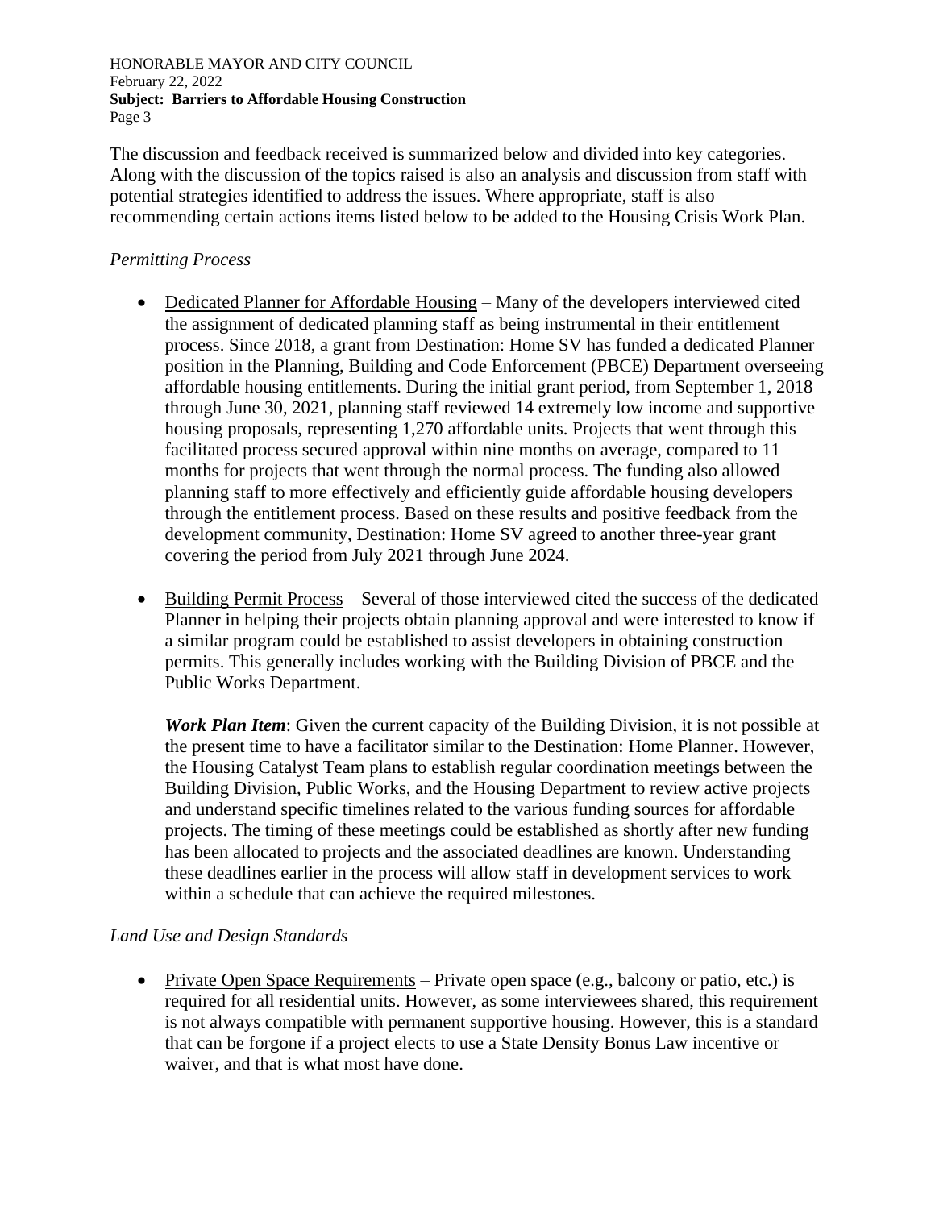The discussion and feedback received is summarized below and divided into key categories. Along with the discussion of the topics raised is also an analysis and discussion from staff with potential strategies identified to address the issues. Where appropriate, staff is also recommending certain actions items listed below to be added to the Housing Crisis Work Plan.

*Permitting Process*

- Dedicated Planner for Affordable Housing – Many of the developers interviewed cited the assignment of dedicated planning staff as being instrumental in their entitlement process. Since 2018, a grant from Destination: Home SV has funded a dedicated Planner position in the Planning, Building and Code Enforcement (PBCE) Department overseeing affordable housing entitlements. During the initial grant period, from September 1, 2018 through June 30, 2021, planning staff reviewed 14 extremely low income and supportive housing proposals, representing 1,270 affordable units. Projects that went through this facilitated process secured approval within nine months on average, compared to 11 months for projects that went through the normal process. The funding also allowed planning staff to more effectively and efficiently guide affordable housing developers through the entitlement process. Based on these results and positive feedback from the development community, Destination: Home SV agreed to another three-year grant covering the period from July 2021 through June 2024.

- Building Permit Process – Several of those interviewed cited the success of the dedicated Planner in helping their projects obtain planning approval and were interested to know if a similar program could be established to assist developers in obtaining construction permits. This generally includes working with the Building Division of PBCE and the Public Works Department.

  ***Work Plan Item***: Given the current capacity of the Building Division, it is not possible at the present time to have a facilitator similar to the Destination: Home Planner. However, the Housing Catalyst Team plans to establish regular coordination meetings between the Building Division, Public Works, and the Housing Department to review active projects and understand specific timelines related to the various funding sources for affordable projects. The timing of these meetings could be established as shortly after new funding has been allocated to projects and the associated deadlines are known. Understanding these deadlines earlier in the process will allow staff in development services to work within a schedule that can achieve the required milestones.

*Land Use and Design Standards*

- Private Open Space Requirements – Private open space (e.g., balcony or patio, etc.) is required for all residential units. However, as some interviewees shared, this requirement is not always compatible with permanent supportive housing. However, this is a standard that can be forgone if a project elects to use a State Density Bonus Law incentive or waiver, and that is what most have done.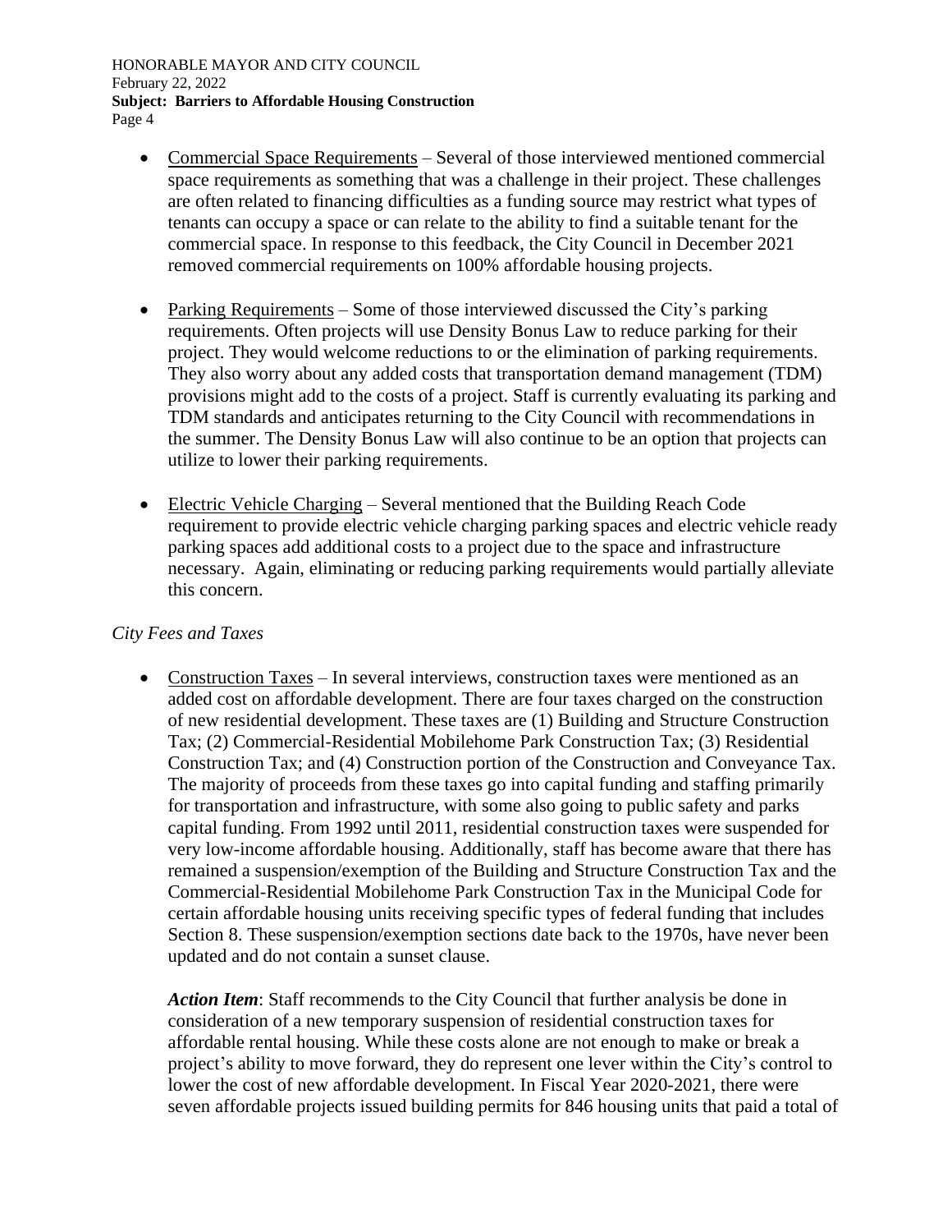- Commercial Space Requirements – Several of those interviewed mentioned commercial space requirements as something that was a challenge in their project. These challenges are often related to financing difficulties as a funding source may restrict what types of tenants can occupy a space or can relate to the ability to find a suitable tenant for the commercial space. In response to this feedback, the City Council in December 2021 removed commercial requirements on 100% affordable housing projects.

- Parking Requirements – Some of those interviewed discussed the City's parking requirements. Often projects will use Density Bonus Law to reduce parking for their project. They would welcome reductions to or the elimination of parking requirements. They also worry about any added costs that transportation demand management (TDM) provisions might add to the costs of a project. Staff is currently evaluating its parking and TDM standards and anticipates returning to the City Council with recommendations in the summer. The Density Bonus Law will also continue to be an option that projects can utilize to lower their parking requirements.

- Electric Vehicle Charging – Several mentioned that the Building Reach Code requirement to provide electric vehicle charging parking spaces and electric vehicle ready parking spaces add additional costs to a project due to the space and infrastructure necessary. Again, eliminating or reducing parking requirements would partially alleviate this concern.

*City Fees and Taxes*

- Construction Taxes – In several interviews, construction taxes were mentioned as an added cost on affordable development. There are four taxes charged on the construction of new residential development. These taxes are (1) Building and Structure Construction Tax; (2) Commercial-Residential Mobilehome Park Construction Tax; (3) Residential Construction Tax; and (4) Construction portion of the Construction and Conveyance Tax. The majority of proceeds from these taxes go into capital funding and staffing primarily for transportation and infrastructure, with some also going to public safety and parks capital funding. From 1992 until 2011, residential construction taxes were suspended for very low-income affordable housing. Additionally, staff has become aware that there has remained a suspension/exemption of the Building and Structure Construction Tax and the Commercial-Residential Mobilehome Park Construction Tax in the Municipal Code for certain affordable housing units receiving specific types of federal funding that includes Section 8. These suspension/exemption sections date back to the 1970s, have never been updated and do not contain a sunset clause.

  ***Action Item***: Staff recommends to the City Council that further analysis be done in consideration of a new temporary suspension of residential construction taxes for affordable rental housing. While these costs alone are not enough to make or break a project's ability to move forward, they do represent one lever within the City's control to lower the cost of new affordable development. In Fiscal Year 2020-2021, there were seven affordable projects issued building permits for 846 housing units that paid a total of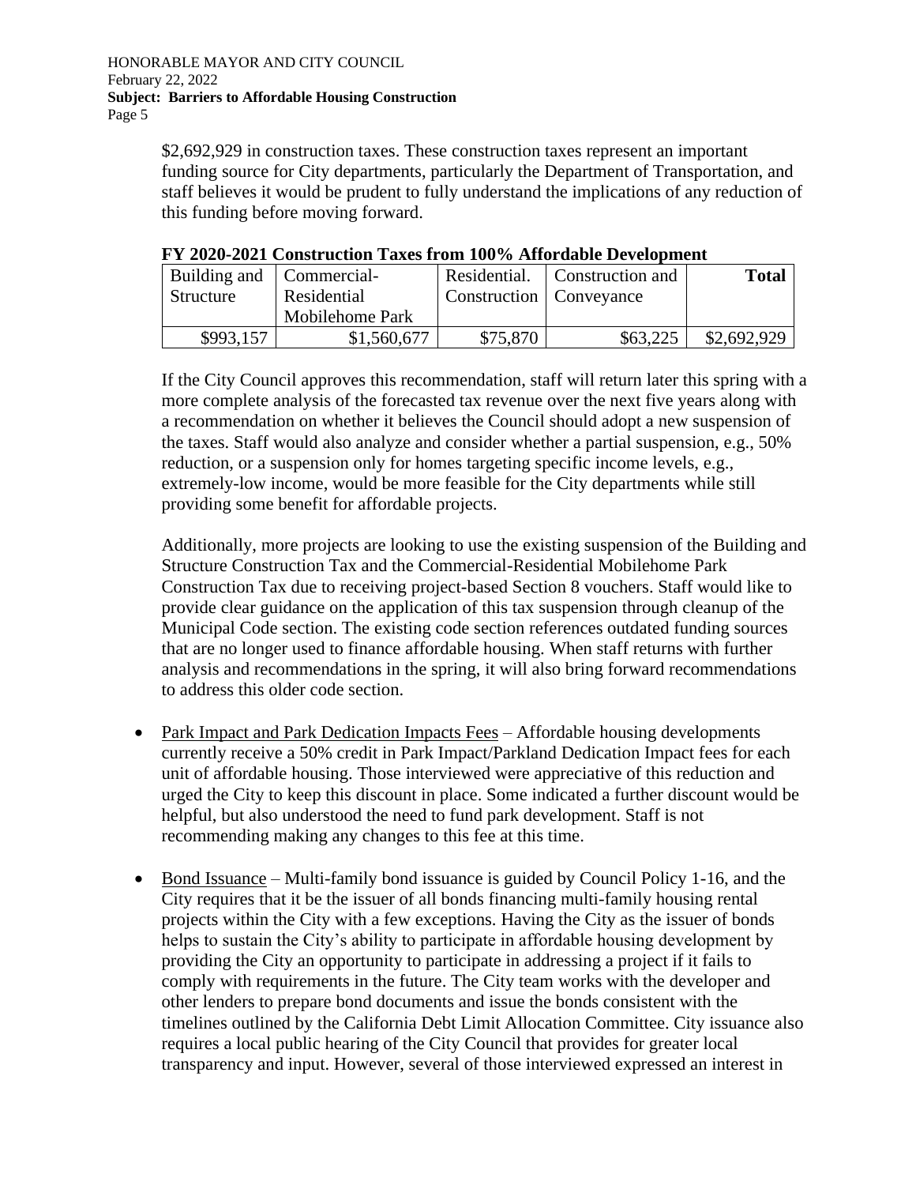$2,692,929 in construction taxes. These construction taxes represent an important funding source for City departments, particularly the Department of Transportation, and staff believes it would be prudent to fully understand the implications of any reduction of this funding before moving forward.

**FY 2020-2021 Construction Taxes from 100% Affordable Development**

| Building and Structure | Commercial-Residential Mobilehome Park | Residential. Construction | Construction and Conveyance | **Total** |
|---|---|---|---|---|
| $993,157 | $1,560,677 | $75,870 | $63,225 | $2,692,929 |

If the City Council approves this recommendation, staff will return later this spring with a more complete analysis of the forecasted tax revenue over the next five years along with a recommendation on whether it believes the Council should adopt a new suspension of the taxes. Staff would also analyze and consider whether a partial suspension, e.g., 50% reduction, or a suspension only for homes targeting specific income levels, e.g., extremely-low income, would be more feasible for the City departments while still providing some benefit for affordable projects.

Additionally, more projects are looking to use the existing suspension of the Building and Structure Construction Tax and the Commercial-Residential Mobilehome Park Construction Tax due to receiving project-based Section 8 vouchers. Staff would like to provide clear guidance on the application of this tax suspension through cleanup of the Municipal Code section. The existing code section references outdated funding sources that are no longer used to finance affordable housing. When staff returns with further analysis and recommendations in the spring, it will also bring forward recommendations to address this older code section.

- Park Impact and Park Dedication Impacts Fees – Affordable housing developments currently receive a 50% credit in Park Impact/Parkland Dedication Impact fees for each unit of affordable housing. Those interviewed were appreciative of this reduction and urged the City to keep this discount in place. Some indicated a further discount would be helpful, but also understood the need to fund park development. Staff is not recommending making any changes to this fee at this time.

- Bond Issuance – Multi-family bond issuance is guided by Council Policy 1-16, and the City requires that it be the issuer of all bonds financing multi-family housing rental projects within the City with a few exceptions. Having the City as the issuer of bonds helps to sustain the City's ability to participate in affordable housing development by providing the City an opportunity to participate in addressing a project if it fails to comply with requirements in the future. The City team works with the developer and other lenders to prepare bond documents and issue the bonds consistent with the timelines outlined by the California Debt Limit Allocation Committee. City issuance also requires a local public hearing of the City Council that provides for greater local transparency and input. However, several of those interviewed expressed an interest in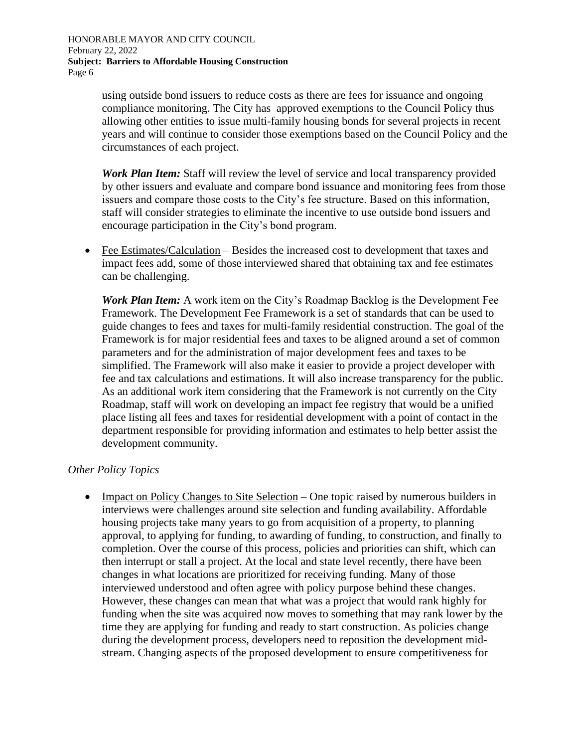using outside bond issuers to reduce costs as there are fees for issuance and ongoing compliance monitoring. The City has approved exemptions to the Council Policy thus allowing other entities to issue multi-family housing bonds for several projects in recent years and will continue to consider those exemptions based on the Council Policy and the circumstances of each project.

***Work Plan Item:*** Staff will review the level of service and local transparency provided by other issuers and evaluate and compare bond issuance and monitoring fees from those issuers and compare those costs to the City's fee structure. Based on this information, staff will consider strategies to eliminate the incentive to use outside bond issuers and encourage participation in the City's bond program.

- <u>Fee Estimates/Calculation</u> – Besides the increased cost to development that taxes and impact fees add, some of those interviewed shared that obtaining tax and fee estimates can be challenging.

  ***Work Plan Item:*** A work item on the City's Roadmap Backlog is the Development Fee Framework. The Development Fee Framework is a set of standards that can be used to guide changes to fees and taxes for multi-family residential construction. The goal of the Framework is for major residential fees and taxes to be aligned around a set of common parameters and for the administration of major development fees and taxes to be simplified. The Framework will also make it easier to provide a project developer with fee and tax calculations and estimations. It will also increase transparency for the public. As an additional work item considering that the Framework is not currently on the City Roadmap, staff will work on developing an impact fee registry that would be a unified place listing all fees and taxes for residential development with a point of contact in the department responsible for providing information and estimates to help better assist the development community.

*Other Policy Topics*

- <u>Impact on Policy Changes to Site Selection</u> – One topic raised by numerous builders in interviews were challenges around site selection and funding availability. Affordable housing projects take many years to go from acquisition of a property, to planning approval, to applying for funding, to awarding of funding, to construction, and finally to completion. Over the course of this process, policies and priorities can shift, which can then interrupt or stall a project. At the local and state level recently, there have been changes in what locations are prioritized for receiving funding. Many of those interviewed understood and often agree with policy purpose behind these changes. However, these changes can mean that what was a project that would rank highly for funding when the site was acquired now moves to something that may rank lower by the time they are applying for funding and ready to start construction. As policies change during the development process, developers need to reposition the development mid-stream. Changing aspects of the proposed development to ensure competitiveness for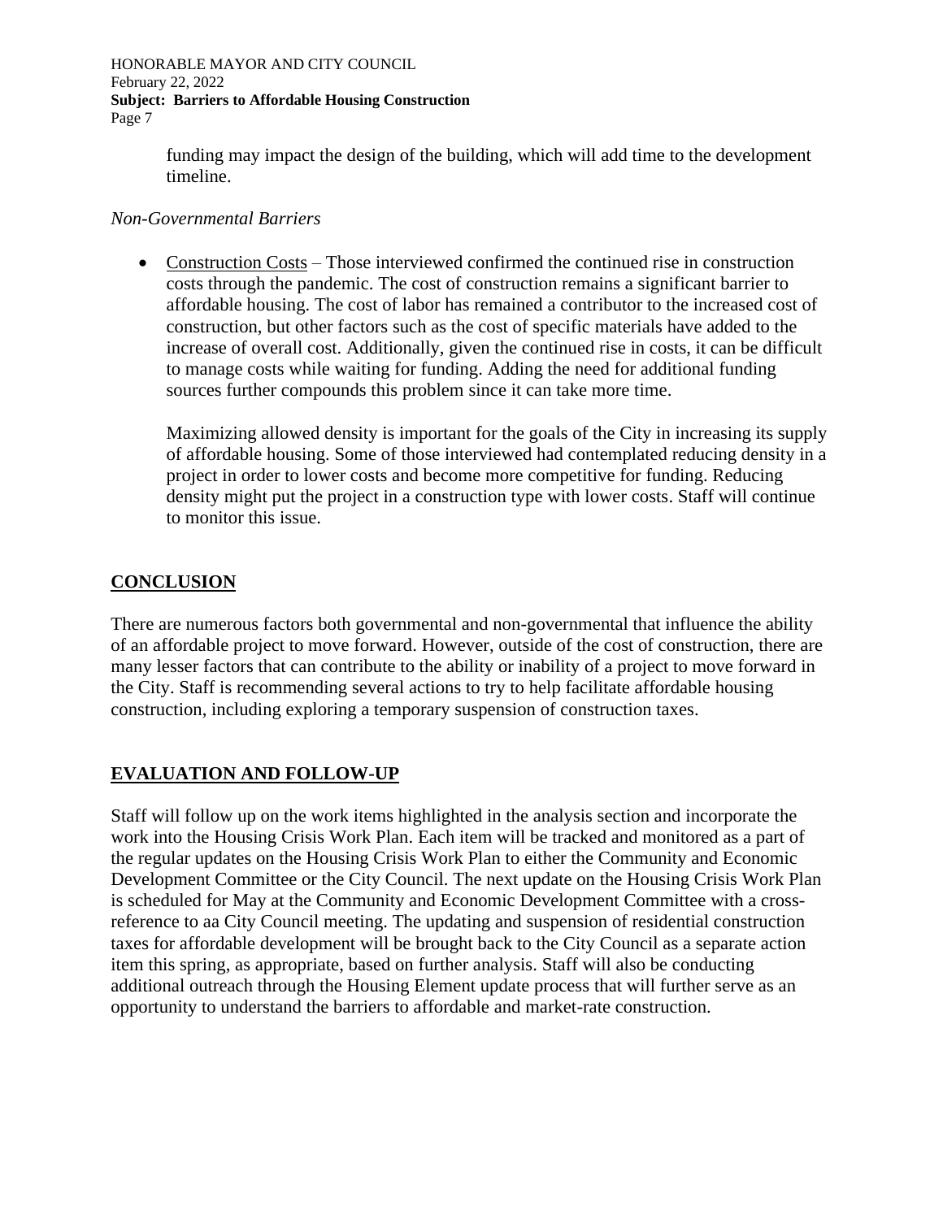funding may impact the design of the building, which will add time to the development timeline.

*Non-Governmental Barriers*

- Construction Costs – Those interviewed confirmed the continued rise in construction costs through the pandemic. The cost of construction remains a significant barrier to affordable housing. The cost of labor has remained a contributor to the increased cost of construction, but other factors such as the cost of specific materials have added to the increase of overall cost. Additionally, given the continued rise in costs, it can be difficult to manage costs while waiting for funding. Adding the need for additional funding sources further compounds this problem since it can take more time.

  Maximizing allowed density is important for the goals of the City in increasing its supply of affordable housing. Some of those interviewed had contemplated reducing density in a project in order to lower costs and become more competitive for funding. Reducing density might put the project in a construction type with lower costs. Staff will continue to monitor this issue.

## CONCLUSION

There are numerous factors both governmental and non-governmental that influence the ability of an affordable project to move forward. However, outside of the cost of construction, there are many lesser factors that can contribute to the ability or inability of a project to move forward in the City. Staff is recommending several actions to try to help facilitate affordable housing construction, including exploring a temporary suspension of construction taxes.

## EVALUATION AND FOLLOW-UP

Staff will follow up on the work items highlighted in the analysis section and incorporate the work into the Housing Crisis Work Plan. Each item will be tracked and monitored as a part of the regular updates on the Housing Crisis Work Plan to either the Community and Economic Development Committee or the City Council. The next update on the Housing Crisis Work Plan is scheduled for May at the Community and Economic Development Committee with a cross-reference to aa City Council meeting. The updating and suspension of residential construction taxes for affordable development will be brought back to the City Council as a separate action item this spring, as appropriate, based on further analysis. Staff will also be conducting additional outreach through the Housing Element update process that will further serve as an opportunity to understand the barriers to affordable and market-rate construction.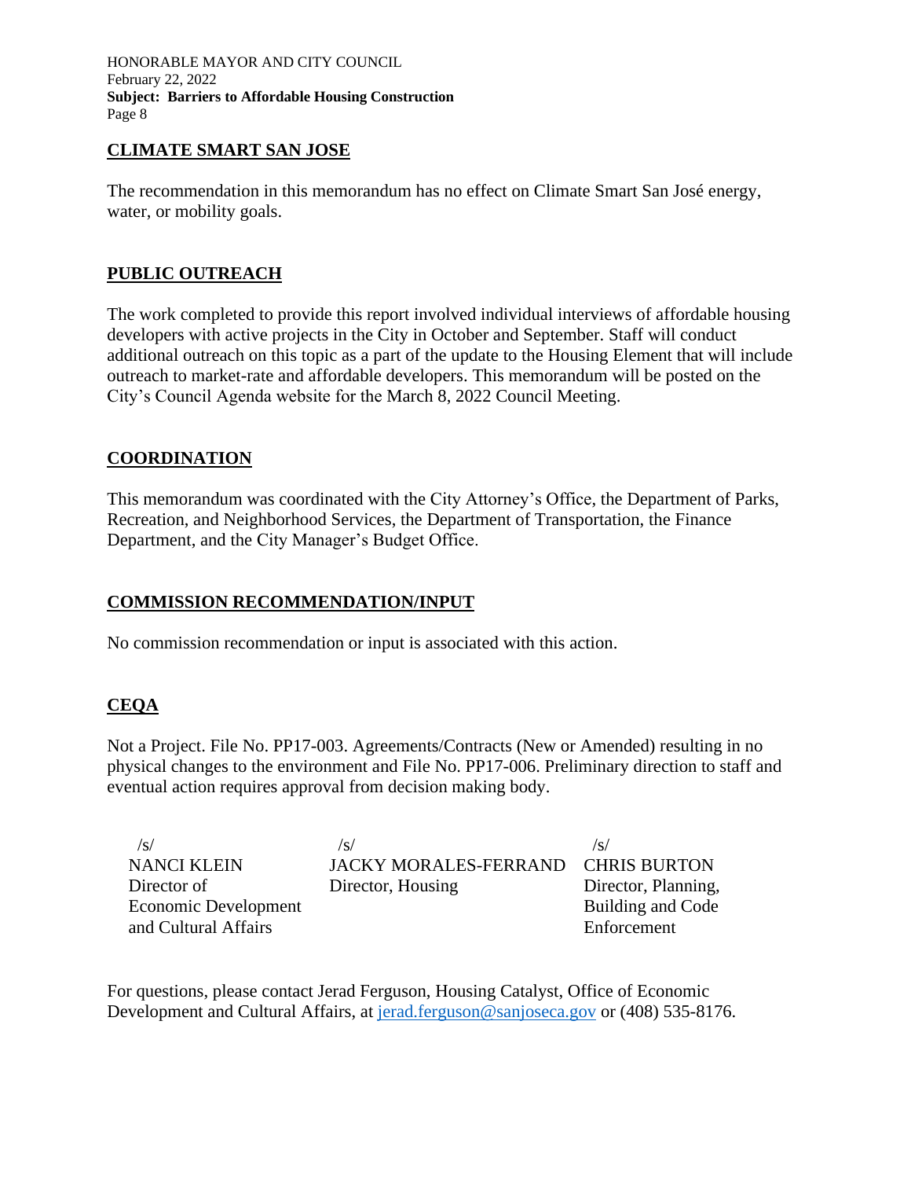## CLIMATE SMART SAN JOSE

The recommendation in this memorandum has no effect on Climate Smart San José energy, water, or mobility goals.

## PUBLIC OUTREACH

The work completed to provide this report involved individual interviews of affordable housing developers with active projects in the City in October and September. Staff will conduct additional outreach on this topic as a part of the update to the Housing Element that will include outreach to market-rate and affordable developers. This memorandum will be posted on the City's Council Agenda website for the March 8, 2022 Council Meeting.

## COORDINATION

This memorandum was coordinated with the City Attorney's Office, the Department of Parks, Recreation, and Neighborhood Services, the Department of Transportation, the Finance Department, and the City Manager's Budget Office.

## COMMISSION RECOMMENDATION/INPUT

No commission recommendation or input is associated with this action.

## CEQA

Not a Project. File No. PP17-003. Agreements/Contracts (New or Amended) resulting in no physical changes to the environment and File No. PP17-006. Preliminary direction to staff and eventual action requires approval from decision making body.

/s/
NANCI KLEIN
Director of
Economic Development
and Cultural Affairs

/s/
JACKY MORALES-FERRAND
Director, Housing

/s/
CHRIS BURTON
Director, Planning,
Building and Code
Enforcement

For questions, please contact Jerad Ferguson, Housing Catalyst, Office of Economic Development and Cultural Affairs, at jerad.ferguson@sanjoseca.gov or (408) 535-8176.